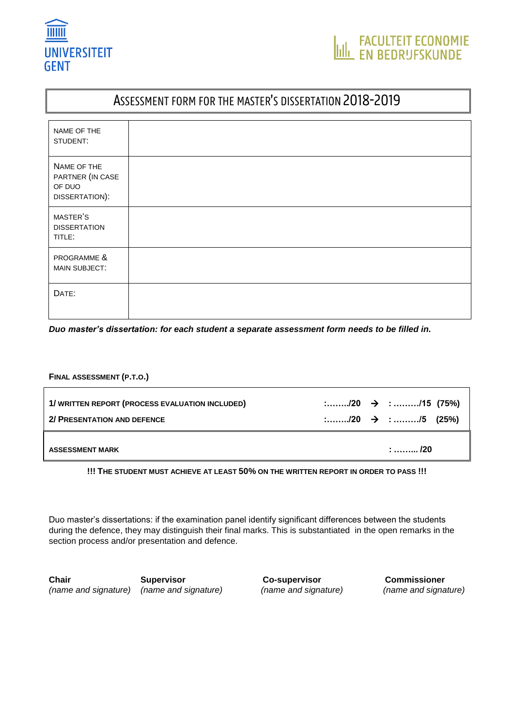UNIVERSITEIT GENT

FACULTEIT ECONOMIE EN BEDRIJFSKUNDE

# ASSESSMENT FORM FOR THE MASTER'S DISSERTATION 2018-2019

| | |
|---|---|
| NAME OF THE STUDENT: | |
| NAME OF THE PARTNER (IN CASE OF DUO DISSERTATION): | |
| MASTER'S DISSERTATION TITLE: | |
| PROGRAMME & MAIN SUBJECT: | |
| DATE: | |

***Duo master's dissertation: for each student a separate assessment form needs to be filled in.***

**FINAL ASSESSMENT (P.T.O.)**

| | | | |
|---|---|---|---|
| **1/ WRITTEN REPORT (PROCESS EVALUATION INCLUDED)** | **:……../20** | **→** | **: ………/15 (75%)** |
| **2/ PRESENTATION AND DEFENCE** | **:……../20** | **→** | **: ………/5 (25%)** |
| **ASSESSMENT MARK** | | | **: ……... /20** |

**!!! THE STUDENT MUST ACHIEVE AT LEAST 50% ON THE WRITTEN REPORT IN ORDER TO PASS !!!**

Duo master's dissertations: if the examination panel identify significant differences between the students during the defence, they may distinguish their final marks. This is substantiated in the open remarks in the section process and/or presentation and defence.

| **Chair** | **Supervisor** | **Co-supervisor** | **Commissioner** |
|---|---|---|---|
| *(name and signature)* | *(name and signature)* | *(name and signature)* | *(name and signature)* |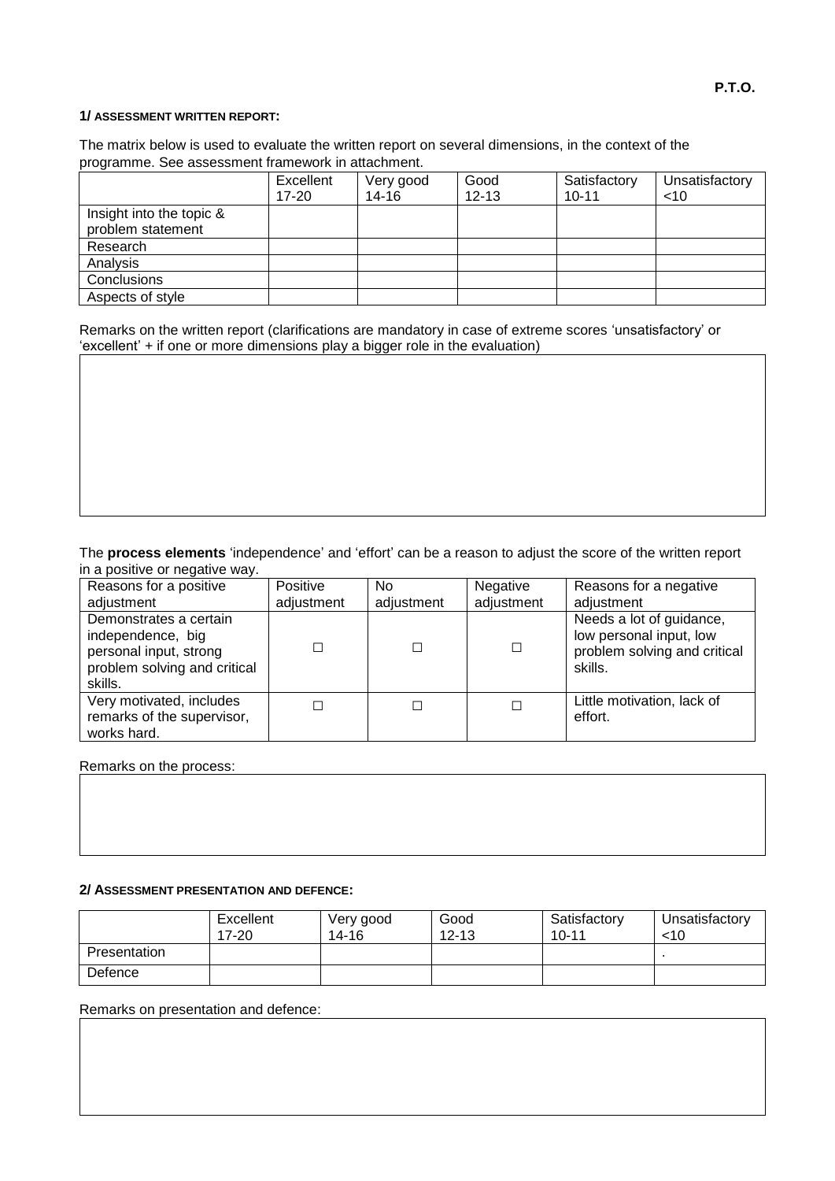**P.T.O.**

**1/ ASSESSMENT WRITTEN REPORT:**

The matrix below is used to evaluate the written report on several dimensions, in the context of the programme. See assessment framework in attachment.

| | Excellent 17-20 | Very good 14-16 | Good 12-13 | Satisfactory 10-11 | Unsatisfactory <10 |
|---|---|---|---|---|---|
| Insight into the topic & problem statement | | | | | |
| Research | | | | | |
| Analysis | | | | | |
| Conclusions | | | | | |
| Aspects of style | | | | | |

Remarks on the written report (clarifications are mandatory in case of extreme scores 'unsatisfactory' or 'excellent' + if one or more dimensions play a bigger role in the evaluation)

The **process elements** 'independence' and 'effort' can be a reason to adjust the score of the written report in a positive or negative way.

| Reasons for a positive adjustment | Positive adjustment | No adjustment | Negative adjustment | Reasons for a negative adjustment |
|---|---|---|---|---|
| Demonstrates a certain independence, big personal input, strong problem solving and critical skills. | ☐ | ☐ | ☐ | Needs a lot of guidance, low personal input, low problem solving and critical skills. |
| Very motivated, includes remarks of the supervisor, works hard. | ☐ | ☐ | ☐ | Little motivation, lack of effort. |

Remarks on the process:

**2/ ASSESSMENT PRESENTATION AND DEFENCE:**

| | Excellent 17-20 | Very good 14-16 | Good 12-13 | Satisfactory 10-11 | Unsatisfactory <10 |
|---|---|---|---|---|---|
| Presentation | | | | | . |
| Defence | | | | | |

Remarks on presentation and defence: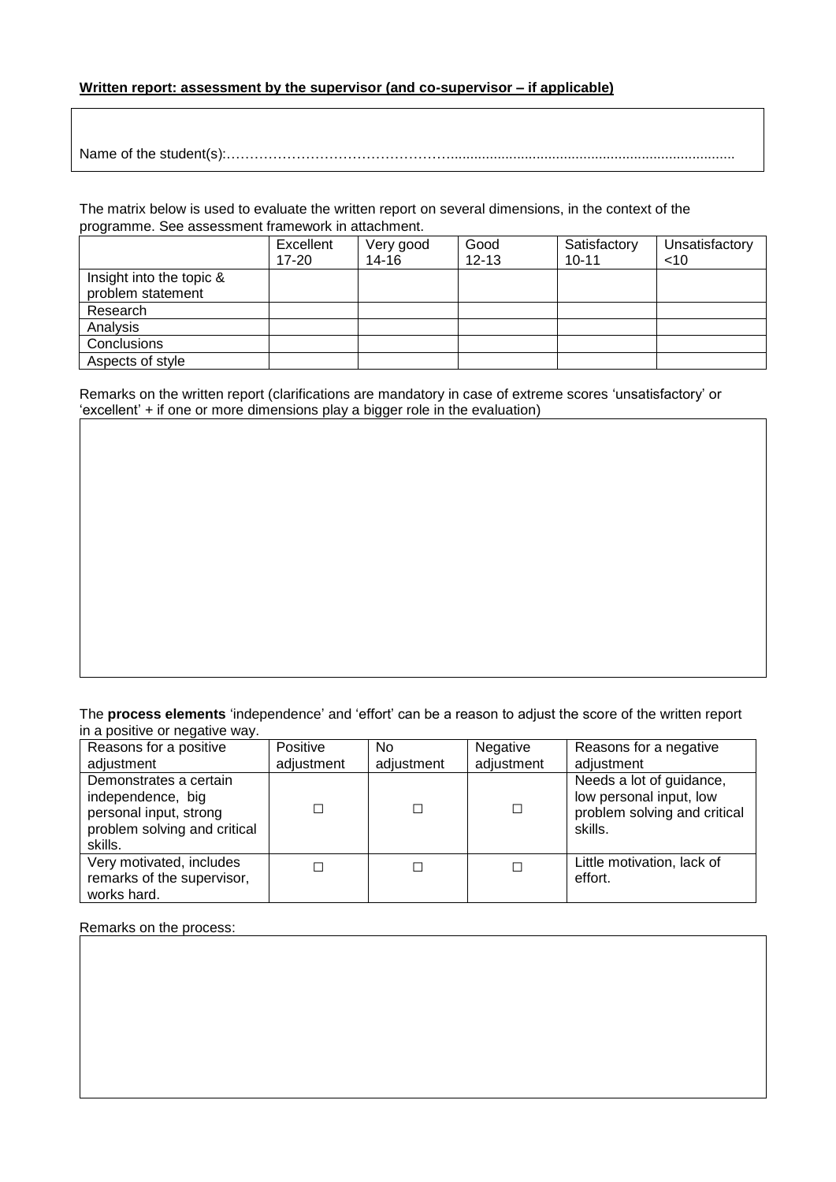**Written report: assessment by the supervisor (and co-supervisor – if applicable)**

Name of the student(s):…………………………………………........................................................................

The matrix below is used to evaluate the written report on several dimensions, in the context of the programme. See assessment framework in attachment.

| | Excellent 17-20 | Very good 14-16 | Good 12-13 | Satisfactory 10-11 | Unsatisfactory <10 |
|---|---|---|---|---|---|
| Insight into the topic & problem statement | | | | | |
| Research | | | | | |
| Analysis | | | | | |
| Conclusions | | | | | |
| Aspects of style | | | | | |

Remarks on the written report (clarifications are mandatory in case of extreme scores 'unsatisfactory' or 'excellent' + if one or more dimensions play a bigger role in the evaluation)

The **process elements** 'independence' and 'effort' can be a reason to adjust the score of the written report in a positive or negative way.

| Reasons for a positive adjustment | Positive adjustment | No adjustment | Negative adjustment | Reasons for a negative adjustment |
|---|---|---|---|---|
| Demonstrates a certain independence, big personal input, strong problem solving and critical skills. | ☐ | ☐ | ☐ | Needs a lot of guidance, low personal input, low problem solving and critical skills. |
| Very motivated, includes remarks of the supervisor, works hard. | ☐ | ☐ | ☐ | Little motivation, lack of effort. |

Remarks on the process: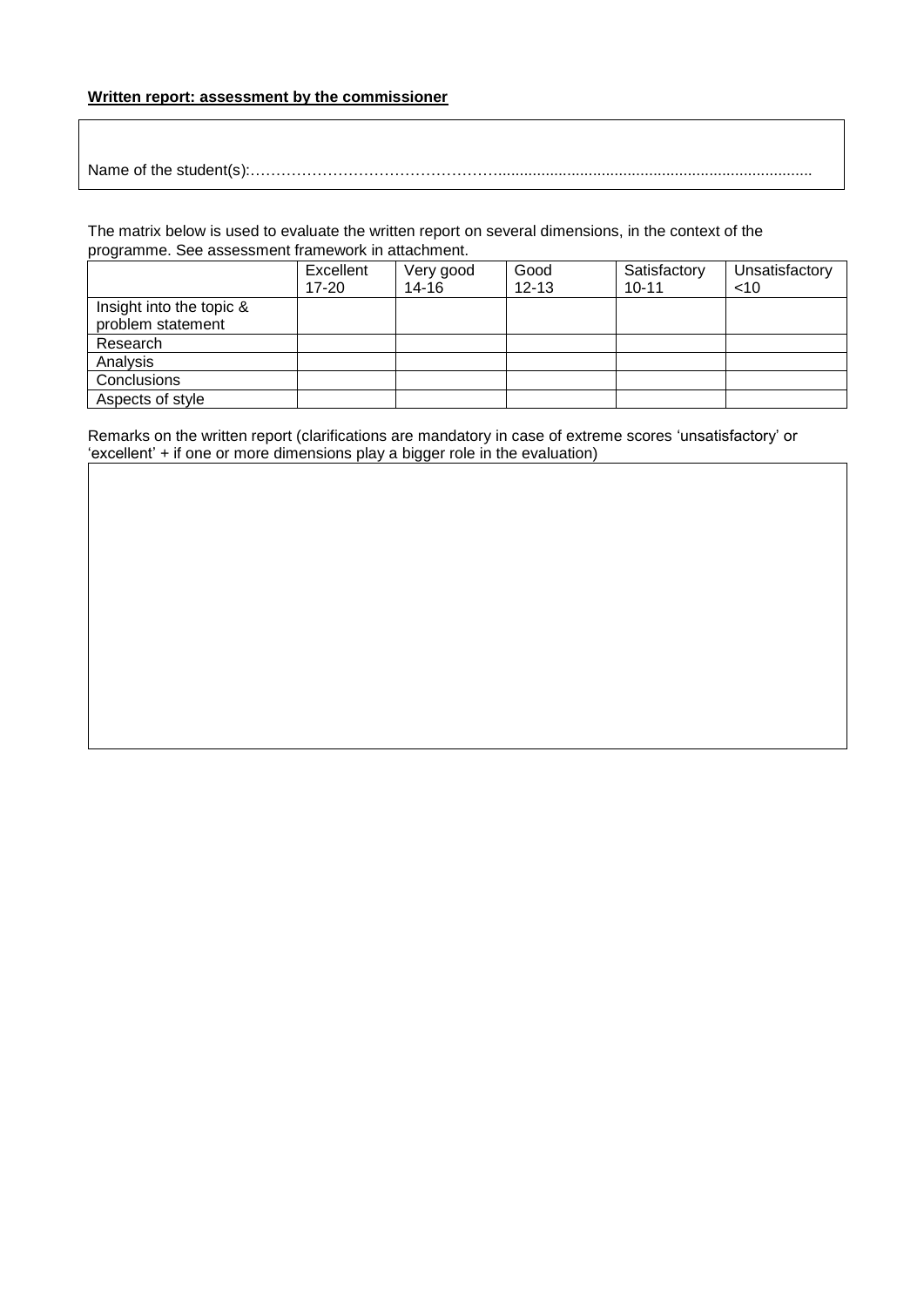**Written report: assessment by the commissioner**

Name of the student(s):………………………………………….........................................................................

The matrix below is used to evaluate the written report on several dimensions, in the context of the programme. See assessment framework in attachment.

| | Excellent 17-20 | Very good 14-16 | Good 12-13 | Satisfactory 10-11 | Unsatisfactory <10 |
|---|---|---|---|---|---|
| Insight into the topic & problem statement | | | | | |
| Research | | | | | |
| Analysis | | | | | |
| Conclusions | | | | | |
| Aspects of style | | | | | |

Remarks on the written report (clarifications are mandatory in case of extreme scores 'unsatisfactory' or 'excellent' + if one or more dimensions play a bigger role in the evaluation)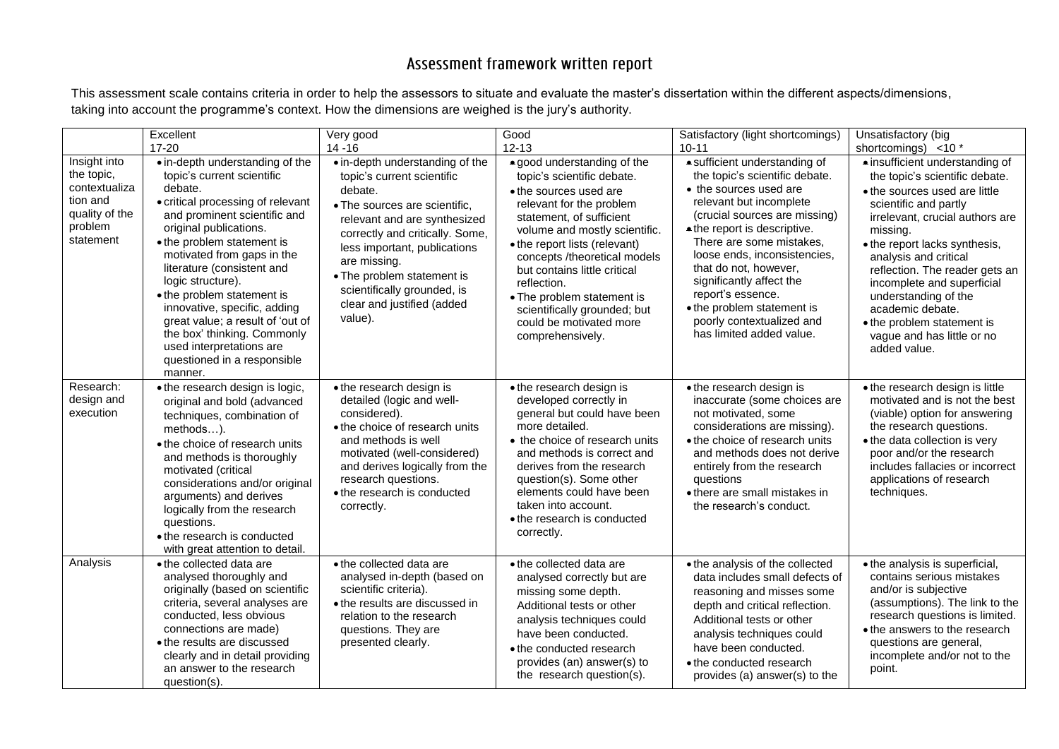# Assessment framework written report

This assessment scale contains criteria in order to help the assessors to situate and evaluate the master's dissertation within the different aspects/dimensions, taking into account the programme's context. How the dimensions are weighed is the jury's authority.

| | Excellent<br>17-20 | Very good<br>14 -16 | Good<br>12-13 | Satisfactory (light shortcomings)<br>10-11 | Unsatisfactory (big shortcomings) <10 * |
|---|---|---|---|---|---|
| Insight into the topic, contextualization and quality of the problem statement | • in-depth understanding of the topic's current scientific debate.<br>• critical processing of relevant and prominent scientific and original publications.<br>• the problem statement is motivated from gaps in the literature (consistent and logic structure).<br>• the problem statement is innovative, specific, adding great value; a result of 'out of the box' thinking. Commonly used interpretations are questioned in a responsible manner. | • in-depth understanding of the topic's current scientific debate.<br>• The sources are scientific, relevant and are synthesized correctly and critically. Some, less important, publications are missing.<br>• The problem statement is scientifically grounded, is clear and justified (added value). | • good understanding of the topic's scientific debate.<br>• the sources used are relevant for the problem statement, of sufficient volume and mostly scientific.<br>• the report lists (relevant) concepts /theoretical models but contains little critical reflection.<br>• The problem statement is scientifically grounded; but could be motivated more comprehensively. | • sufficient understanding of the topic's scientific debate.<br>• the sources used are relevant but incomplete (crucial sources are missing)<br>• the report is descriptive. There are some mistakes, loose ends, inconsistencies, that do not, however, significantly affect the report's essence.<br>• the problem statement is poorly contextualized and has limited added value. | • insufficient understanding of the topic's scientific debate.<br>• the sources used are little scientific and partly irrelevant, crucial authors are missing.<br>• the report lacks synthesis, analysis and critical reflection. The reader gets an incomplete and superficial understanding of the academic debate.<br>• the problem statement is vague and has little or no added value. |
| Research: design and execution | • the research design is logic, original and bold (advanced techniques, combination of methods…).<br>• the choice of research units and methods is thoroughly motivated (critical considerations and/or original arguments) and derives logically from the research questions.<br>• the research is conducted with great attention to detail. | • the research design is detailed (logic and well-considered).<br>• the choice of research units and methods is well motivated (well-considered) and derives logically from the research questions.<br>• the research is conducted correctly. | • the research design is developed correctly in general but could have been more detailed.<br>• the choice of research units and methods is correct and derives from the research question(s). Some other elements could have been taken into account.<br>• the research is conducted correctly. | • the research design is inaccurate (some choices are not motivated, some considerations are missing).<br>• the choice of research units and methods does not derive entirely from the research questions<br>• there are small mistakes in the research's conduct. | • the research design is little motivated and is not the best (viable) option for answering the research questions.<br>• the data collection is very poor and/or the research includes fallacies or incorrect applications of research techniques. |
| Analysis | • the collected data are analysed thoroughly and originally (based on scientific criteria, several analyses are conducted, less obvious connections are made)<br>• the results are discussed clearly and in detail providing an answer to the research question(s). | • the collected data are analysed in-depth (based on scientific criteria).<br>• the results are discussed in relation to the research questions. They are presented clearly. | • the collected data are analysed correctly but are missing some depth. Additional tests or other analysis techniques could have been conducted.<br>• the conducted research provides (an) answer(s) to the research question(s). | • the analysis of the collected data includes small defects of reasoning and misses some depth and critical reflection. Additional tests or other analysis techniques could have been conducted.<br>• the conducted research provides (a) answer(s) to the | • the analysis is superficial, contains serious mistakes and/or is subjective (assumptions). The link to the research questions is limited.<br>• the answers to the research questions are general, incomplete and/or not to the point. |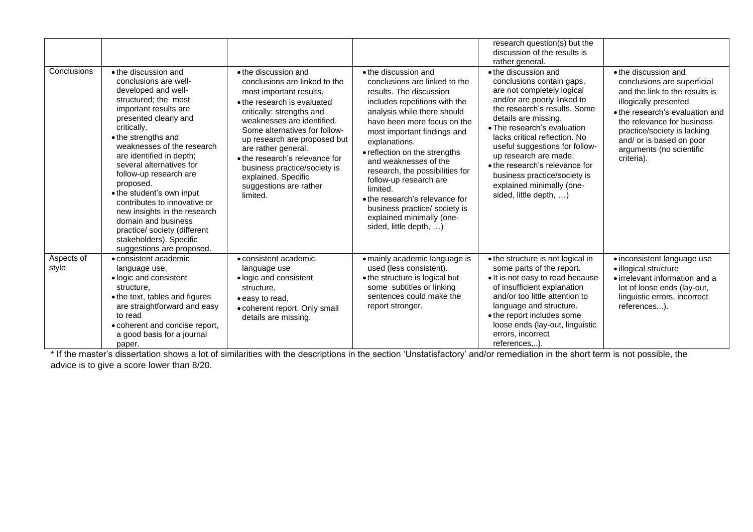| | | | | | |
|---|---|---|---|---|---|
| | | | | research question(s) but the discussion of the results is rather general. | |
| Conclusions | • the discussion and conclusions are well-developed and well-structured; the most important results are presented clearly and critically.<br>• the strengths and weaknesses of the research are identified in depth; several alternatives for follow-up research are proposed.<br>• the student's own input contributes to innovative or new insights in the research domain and business practice/ society (different stakeholders). Specific suggestions are proposed. | • the discussion and conclusions are linked to the most important results.<br>• the research is evaluated critically: strengths and weaknesses are identified. Some alternatives for follow-up research are proposed but are rather general.<br>• the research's relevance for business practice/society is explained. Specific suggestions are rather limited. | • the discussion and conclusions are linked to the results. The discussion includes repetitions with the analysis while there should have been more focus on the most important findings and explanations.<br>• reflection on the strengths and weaknesses of the research, the possibilities for follow-up research are limited.<br>• the research's relevance for business practice/ society is explained minimally (one-sided, little depth, …) | • the discussion and conclusions contain gaps, are not completely logical and/or are poorly linked to the research's results. Some details are missing.<br>• The research's evaluation lacks critical reflection. No useful suggestions for follow-up research are made.<br>• the research's relevance for business practice/society is explained minimally (one-sided, little depth, …) | • the discussion and conclusions are superficial and the link to the results is illogically presented.<br>• the research's evaluation and the relevance for business practice/society is lacking and/ or is based on poor arguments (no scientific criteria). |
| Aspects of style | • consistent academic language use,<br>• logic and consistent structure,<br>• the text, tables and figures are straightforward and easy to read<br>• coherent and concise report, a good basis for a journal paper. | • consistent academic language use<br>• logic and consistent structure,<br>• easy to read,<br>• coherent report. Only small details are missing. | • mainly academic language is used (less consistent).<br>• the structure is logical but some subtitles or linking sentences could make the report stronger. | • the structure is not logical in some parts of the report.<br>• It is not easy to read because of insufficient explanation and/or too little attention to language and structure.<br>• the report includes some loose ends (lay-out, linguistic errors, incorrect references,..). | • inconsistent language use<br>• illogical structure<br>• irrelevant information and a lot of loose ends (lay-out, linguistic errors, incorrect references,..). |

* If the master's dissertation shows a lot of similarities with the descriptions in the section 'Unstatisfactory' and/or remediation in the short term is not possible, the advice is to give a score lower than 8/20.